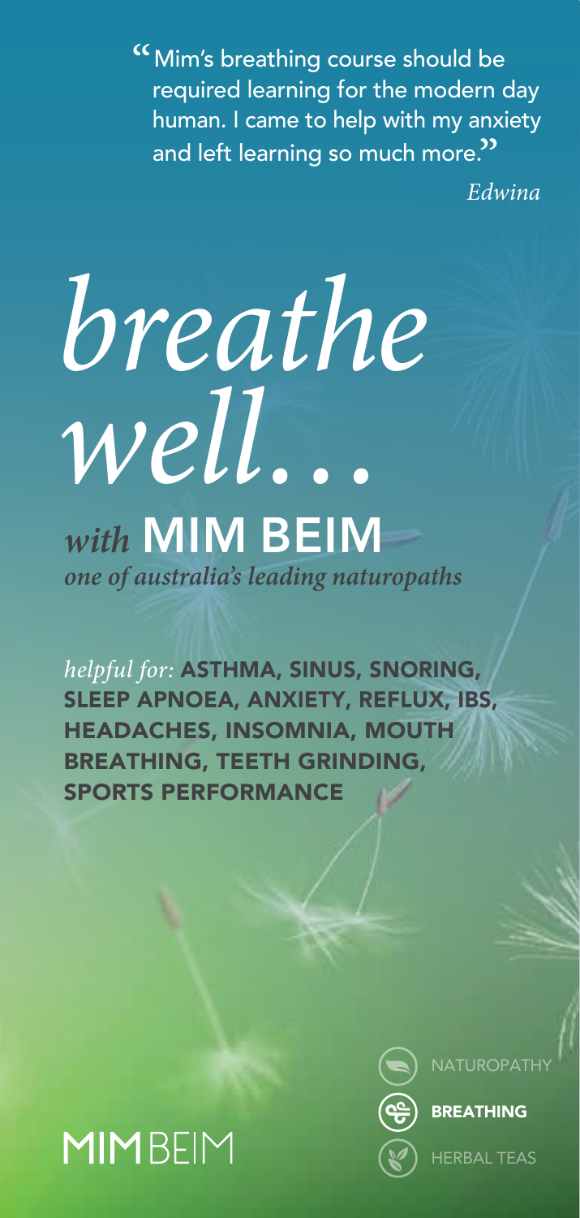"Mim's breathing course should be required learning for the modern day human. I came to help with my anxiety and left learning so much more."

*Edwina*

# *breathe well...*

## *with* MIM BEIM

*one of australia's leading naturopaths*

*helpful for:* **ASTHMA, SINUS, SNORING, SLEEP APNOEA, ANXIETY, REFLUX, IBS, HEADACHES, INSOMNIA, MOUTH BREATHING, TEETH GRINDING, SPORTS PERFORMANCE**

MIMBEIM

NATUROPATHY

**BREATHING**

HERBAL TEAS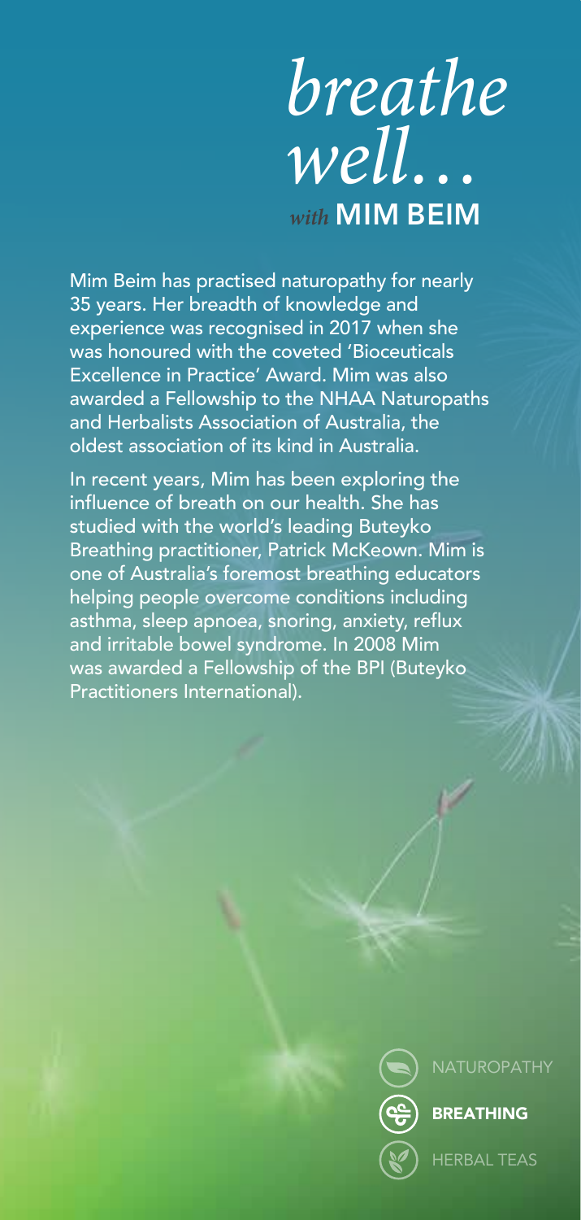# *breathe well…*

*with* **MIM BEIM**

Mim Beim has practised naturopathy for nearly 35 years. Her breadth of knowledge and experience was recognised in 2017 when she was honoured with the coveted 'Bioceuticals Excellence in Practice' Award. Mim was also awarded a Fellowship to the NHAA Naturopaths and Herbalists Association of Australia, the oldest association of its kind in Australia.

In recent years, Mim has been exploring the influence of breath on our health. She has studied with the world's leading Buteyko Breathing practitioner, Patrick McKeown. Mim is one of Australia's foremost breathing educators helping people overcome conditions including asthma, sleep apnoea, snoring, anxiety, reflux and irritable bowel syndrome. In 2008 Mim was awarded a Fellowship of the BPI (Buteyko Practitioners International).

NATUROPATHY

**BREATHING**

HERBAL TEAS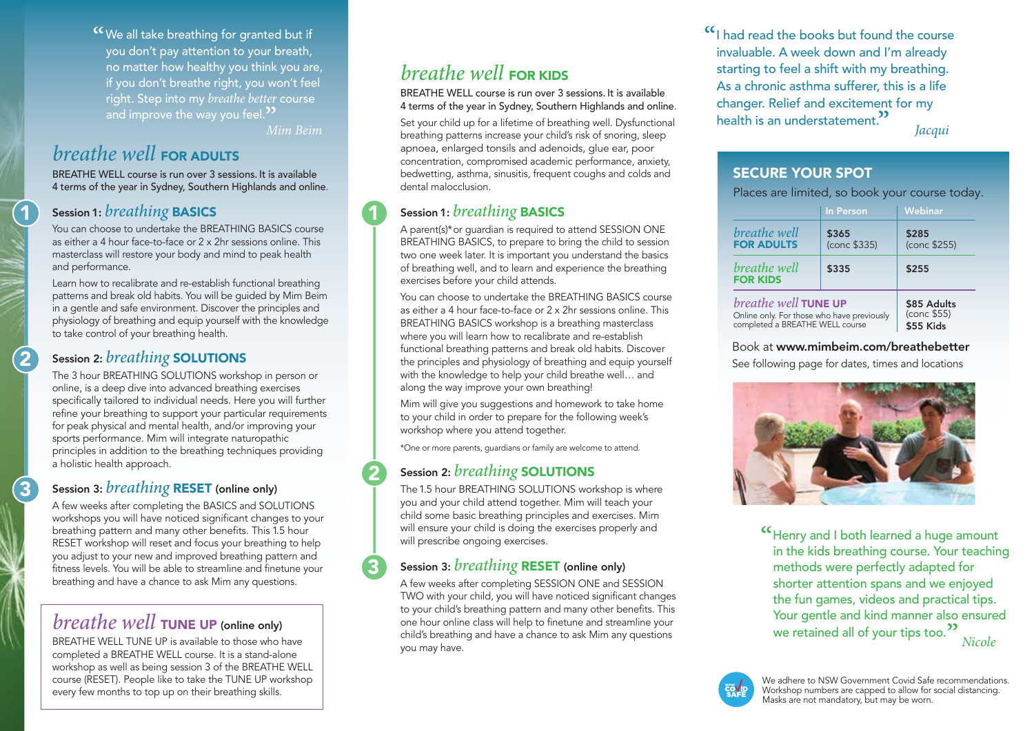“We all take breathing for granted but if you don't pay attention to your breath, no matter how healthy you think you are, if you don't breathe right, you won't feel right. Step into my *breathe better* course and improve the way you feel.”

*Mim Beim*

## *breathe well* FOR ADULTS

BREATHE WELL course is run over 3 sessions. It is available 4 terms of the year in Sydney, Southern Highlands and online.

### 1 Session 1: *breathing* BASICS

You can choose to undertake the BREATHING BASICS course as either a 4 hour face-to-face or 2 x 2hr sessions online. This masterclass will restore your body and mind to peak health and performance.

Learn how to recalibrate and re-establish functional breathing patterns and break old habits. You will be guided by Mim Beim in a gentle and safe environment. Discover the principles and physiology of breathing and equip yourself with the knowledge to take control of your breathing health.

### 2 Session 2: *breathing* SOLUTIONS

The 3 hour BREATHING SOLUTIONS workshop in person or online, is a deep dive into advanced breathing exercises specifically tailored to individual needs. Here you will further refine your breathing to support your particular requirements for peak physical and mental health, and/or improving your sports performance. Mim will integrate naturopathic principles in addition to the breathing techniques providing a holistic health approach.

### 3 Session 3: *breathing* RESET (online only)

A few weeks after completing the BASICS and SOLUTIONS workshops you will have noticed significant changes to your breathing pattern and many other benefits. This 1.5 hour RESET workshop will reset and focus your breathing to help you adjust to your new and improved breathing pattern and fitness levels. You will be able to streamline and finetune your breathing and have a chance to ask Mim any questions.

## *breathe well* TUNE UP (online only)

BREATHE WELL TUNE UP is available to those who have completed a BREATHE WELL course. It is a stand-alone workshop as well as being session 3 of the BREATHE WELL course (RESET). People like to take the TUNE UP workshop every few months to top up on their breathing skills.

## *breathe well* FOR KIDS

BREATHE WELL course is run over 3 sessions. It is available 4 terms of the year in Sydney, Southern Highlands and online.

Set your child up for a lifetime of breathing well. Dysfunctional breathing patterns increase your child's risk of snoring, sleep apnoea, enlarged tonsils and adenoids, glue ear, poor concentration, compromised academic performance, anxiety, bedwetting, asthma, sinusitis, frequent coughs and colds and dental malocclusion.

### 1 Session 1: *breathing* BASICS

A parent(s)* or guardian is required to attend SESSION ONE BREATHING BASICS, to prepare to bring the child to session two one week later. It is important you understand the basics of breathing well, and to learn and experience the breathing exercises before your child attends.

You can choose to undertake the BREATHING BASICS course as either a 4 hour face-to-face or 2 x 2hr sessions online. This BREATHING BASICS workshop is a breathing masterclass where you will learn how to recalibrate and re-establish functional breathing patterns and break old habits. Discover the principles and physiology of breathing and equip yourself with the knowledge to help your child breathe well… and along the way improve your own breathing!

Mim will give you suggestions and homework to take home to your child in order to prepare for the following week's workshop where you attend together.

*One or more parents, guardians or family are welcome to attend.

### 2 Session 2: *breathing* SOLUTIONS

The 1.5 hour BREATHING SOLUTIONS workshop is where you and your child attend together. Mim will teach your child some basic breathing principles and exercises. Mim will ensure your child is doing the exercises properly and will prescribe ongoing exercises.

### 3 Session 3: *breathing* RESET (online only)

A few weeks after completing SESSION ONE and SESSION TWO with your child, you will have noticed significant changes to your child's breathing pattern and many other benefits. This one hour online class will help to finetune and streamline your child's breathing and have a chance to ask Mim any questions you may have.

“I had read the books but found the course invaluable. A week down and I'm already starting to feel a shift with my breathing. As a chronic asthma sufferer, this is a life changer. Relief and excitement for my health is an understatement.”

*Jacqui*

## SECURE YOUR SPOT

Places are limited, so book your course today.

| | In Person | Webinar |
|---|---|---|
| *breathe well* FOR ADULTS | $365 (conc $335) | $285 (conc $255) |
| *breathe well* FOR KIDS | $335 | $255 |
| *breathe well* TUNE UP — Online only. For those who have previously completed a BREATHE WELL course | | $85 Adults (conc $55) $55 Kids |

Book at **www.mimbeim.com/breathebetter**

See following page for dates, times and locations

“Henry and I both learned a huge amount in the kids breathing course. Your teaching methods were perfectly adapted for shorter attention spans and we enjoyed the fun games, videos and practical tips. Your gentle and kind manner also ensured we retained all of your tips too.”

*Nicole*

We adhere to NSW Government Covid Safe recommendations. Workshop numbers are capped to allow for social distancing. Masks are not mandatory, but may be worn.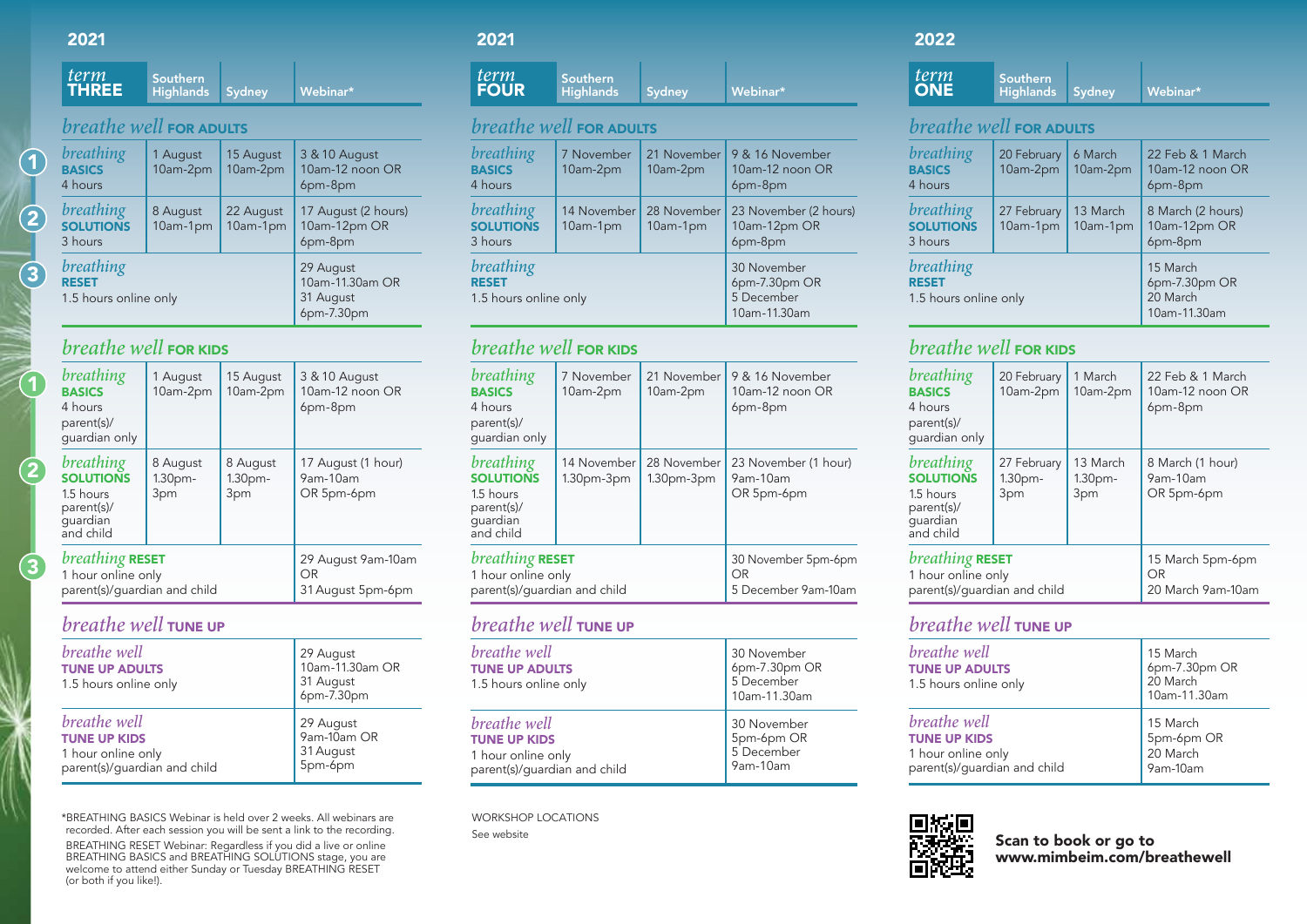## 2021 — term THREE

| term THREE | Southern Highlands | Sydney | Webinar* |
|---|---|---|---|
| **breathe well FOR ADULTS** | | | |
| 1 breathing BASICS 4 hours | 1 August 10am-2pm | 15 August 10am-2pm | 3 & 10 August 10am-12 noon OR 6pm-8pm |
| 2 breathing SOLUTIONS 3 hours | 8 August 10am-1pm | 22 August 10am-1pm | 17 August (2 hours) 10am-12pm OR 6pm-8pm |
| 3 breathing RESET 1.5 hours online only | | | 29 August 10am-11.30am OR 31 August 6pm-7.30pm |
| **breathe well FOR KIDS** | | | |
| 1 breathing BASICS 4 hours parent(s)/ guardian only | 1 August 10am-2pm | 15 August 10am-2pm | 3 & 10 August 10am-12 noon OR 6pm-8pm |
| 2 breathing SOLUTIONS 1.5 hours parent(s)/ guardian and child | 8 August 1.30pm-3pm | 8 August 1.30pm-3pm | 17 August (1 hour) 9am-10am OR 5pm-6pm |
| 3 breathing RESET 1 hour online only parent(s)/guardian and child | | | 29 August 9am-10am OR 31 August 5pm-6pm |
| **breathe well TUNE UP** | | | |
| breathe well TUNE UP ADULTS 1.5 hours online only | | | 29 August 10am-11.30am OR 31 August 6pm-7.30pm |
| breathe well TUNE UP KIDS 1 hour online only parent(s)/guardian and child | | | 29 August 9am-10am OR 31 August 5pm-6pm |

*BREATHING BASICS Webinar is held over 2 weeks. All webinars are recorded. After each session you will be sent a link to the recording.

BREATHING RESET Webinar: Regardless if you did a live or online BREATHING BASICS and BREATHING SOLUTIONS stage, you are welcome to attend either Sunday or Tuesday BREATHING RESET (or both if you like!).

## 2021 — term FOUR

| term FOUR | Southern Highlands | Sydney | Webinar* |
|---|---|---|---|
| **breathe well FOR ADULTS** | | | |
| breathing BASICS 4 hours | 7 November 10am-2pm | 21 November 10am-2pm | 9 & 16 November 10am-12 noon OR 6pm-8pm |
| breathing SOLUTIONS 3 hours | 14 November 10am-1pm | 28 November 10am-1pm | 23 November (2 hours) 10am-12pm OR 6pm-8pm |
| breathing RESET 1.5 hours online only | | | 30 November 6pm-7.30pm OR 5 December 10am-11.30am |
| **breathe well FOR KIDS** | | | |
| breathing BASICS 4 hours parent(s)/ guardian only | 7 November 10am-2pm | 21 November 10am-2pm | 9 & 16 November 10am-12 noon OR 6pm-8pm |
| breathing SOLUTIONS 1.5 hours parent(s)/ guardian and child | 14 November 1.30pm-3pm | 28 November 1.30pm-3pm | 23 November (1 hour) 9am-10am OR 5pm-6pm |
| breathing RESET 1 hour online only parent(s)/guardian and child | | | 30 November 5pm-6pm OR 5 December 9am-10am |
| **breathe well TUNE UP** | | | |
| breathe well TUNE UP ADULTS 1.5 hours online only | | | 30 November 6pm-7.30pm OR 5 December 10am-11.30am |
| breathe well TUNE UP KIDS 1 hour online only parent(s)/guardian and child | | | 30 November 5pm-6pm OR 5 December 9am-10am |

WORKSHOP LOCATIONS

See website

## 2022 — term ONE

| term ONE | Southern Highlands | Sydney | Webinar* |
|---|---|---|---|
| **breathe well FOR ADULTS** | | | |
| breathing BASICS 4 hours | 20 February 10am-2pm | 6 March 10am-2pm | 22 Feb & 1 March 10am-12 noon OR 6pm-8pm |
| breathing SOLUTIONS 3 hours | 27 February 10am-1pm | 13 March 10am-1pm | 8 March (2 hours) 10am-12pm OR 6pm-8pm |
| breathing RESET 1.5 hours online only | | | 15 March 6pm-7.30pm OR 20 March 10am-11.30am |
| **breathe well FOR KIDS** | | | |
| breathing BASICS 4 hours parent(s)/ guardian only | 20 February 10am-2pm | 1 March 10am-2pm | 22 Feb & 1 March 10am-12 noon OR 6pm-8pm |
| breathing SOLUTIONS 1.5 hours parent(s)/ guardian and child | 27 February 1.30pm-3pm | 13 March 1.30pm-3pm | 8 March (1 hour) 9am-10am OR 5pm-6pm |
| breathing RESET 1 hour online only parent(s)/guardian and child | | | 15 March 5pm-6pm OR 20 March 9am-10am |
| **breathe well TUNE UP** | | | |
| breathe well TUNE UP ADULTS 1.5 hours online only | | | 15 March 6pm-7.30pm OR 20 March 10am-11.30am |
| breathe well TUNE UP KIDS 1 hour online only parent(s)/guardian and child | | | 15 March 5pm-6pm OR 20 March 9am-10am |

**Scan to book or go to www.mimbeim.com/breathewell**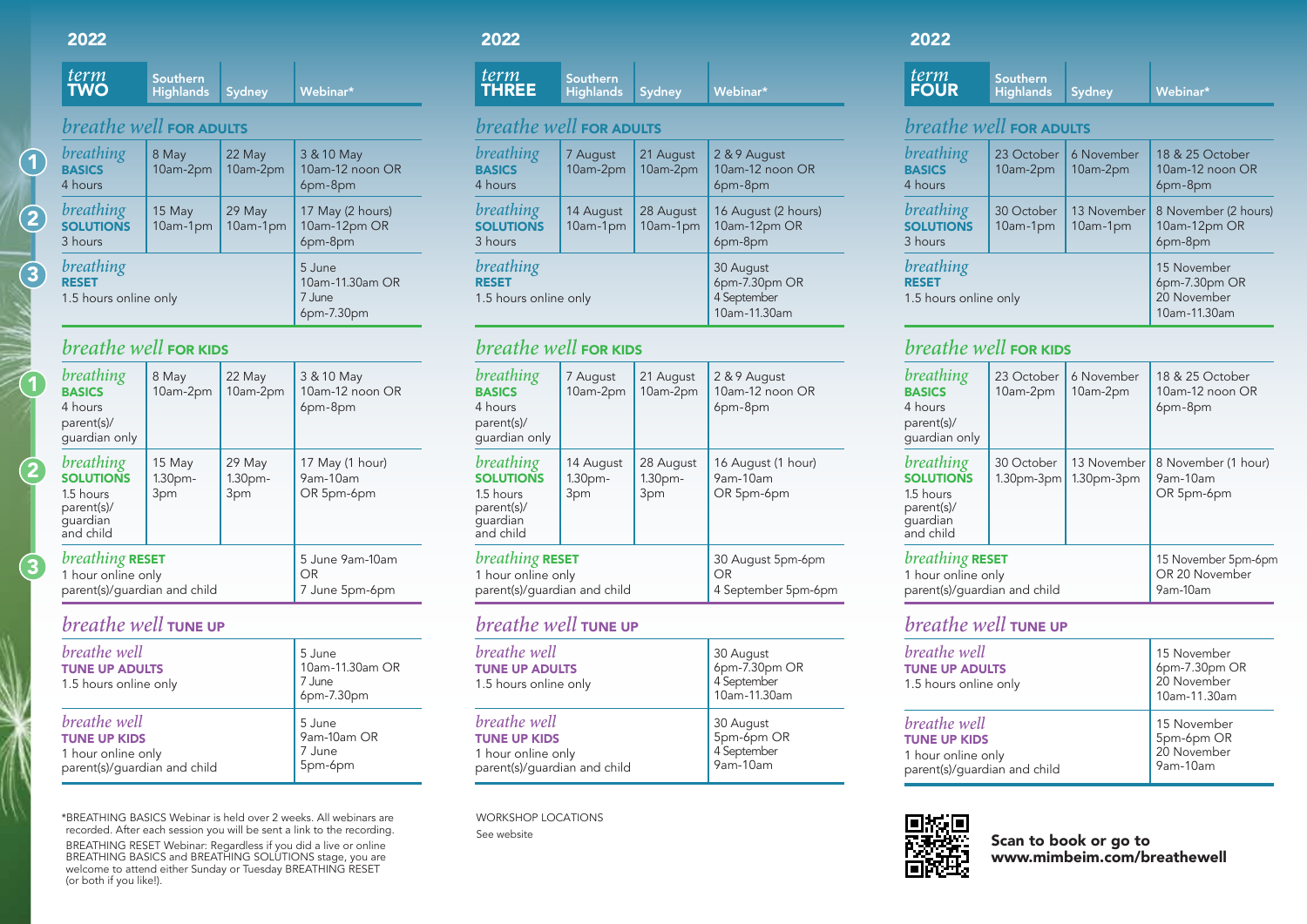## 2022

| term TWO | Southern Highlands | Sydney | Webinar* |
|---|---|---|---|
| **breathe well FOR ADULTS** | | | |
| breathing BASICS 4 hours | 8 May 10am-2pm | 22 May 10am-2pm | 3 & 10 May 10am-12 noon OR 6pm-8pm |
| breathing SOLUTIONS 3 hours | 15 May 10am-1pm | 29 May 10am-1pm | 17 May (2 hours) 10am-12pm OR 6pm-8pm |
| breathing RESET 1.5 hours online only | | | 5 June 10am-11.30am OR 7 June 6pm-7.30pm |
| **breathe well FOR KIDS** | | | |
| breathing BASICS 4 hours parent(s)/ guardian only | 8 May 10am-2pm | 22 May 10am-2pm | 3 & 10 May 10am-12 noon OR 6pm-8pm |
| breathing SOLUTIONS 1.5 hours parent(s)/ guardian and child | 15 May 1.30pm-3pm | 29 May 1.30pm-3pm | 17 May (1 hour) 9am-10am OR 5pm-6pm |
| breathing RESET 1 hour online only parent(s)/guardian and child | | | 5 June 9am-10am OR 7 June 5pm-6pm |
| **breathe well TUNE UP** | | | |
| breathe well TUNE UP ADULTS 1.5 hours online only | | | 5 June 10am-11.30am OR 7 June 6pm-7.30pm |
| breathe well TUNE UP KIDS 1 hour online only parent(s)/guardian and child | | | 5 June 9am-10am OR 7 June 5pm-6pm |

*BREATHING BASICS Webinar is held over 2 weeks. All webinars are recorded. After each session you will be sent a link to the recording.

BREATHING RESET Webinar: Regardless if you did a live or online BREATHING BASICS and BREATHING SOLUTIONS stage, you are welcome to attend either Sunday or Tuesday BREATHING RESET (or both if you like!).

## 2022

| term THREE | Southern Highlands | Sydney | Webinar* |
|---|---|---|---|
| **breathe well FOR ADULTS** | | | |
| breathing BASICS 4 hours | 7 August 10am-2pm | 21 August 10am-2pm | 2 & 9 August 10am-12 noon OR 6pm-8pm |
| breathing SOLUTIONS 3 hours | 14 August 10am-1pm | 28 August 10am-1pm | 16 August (2 hours) 10am-12pm OR 6pm-8pm |
| breathing RESET 1.5 hours online only | | | 30 August 6pm-7.30pm OR 4 September 10am-11.30am |
| **breathe well FOR KIDS** | | | |
| breathing BASICS 4 hours parent(s)/ guardian only | 7 August 10am-2pm | 21 August 10am-2pm | 2 & 9 August 10am-12 noon OR 6pm-8pm |
| breathing SOLUTIONS 1.5 hours parent(s)/ guardian and child | 14 August 1.30pm-3pm | 28 August 1.30pm-3pm | 16 August (1 hour) 9am-10am OR 5pm-6pm |
| breathing RESET 1 hour online only parent(s)/guardian and child | | | 30 August 5pm-6pm OR 4 September 5pm-6pm |
| **breathe well TUNE UP** | | | |
| breathe well TUNE UP ADULTS 1.5 hours online only | | | 30 August 6pm-7.30pm OR 4 September 10am-11.30am |
| breathe well TUNE UP KIDS 1 hour online only parent(s)/guardian and child | | | 30 August 5pm-6pm OR 4 September 9am-10am |

WORKSHOP LOCATIONS

See website

## 2022

| term FOUR | Southern Highlands | Sydney | Webinar* |
|---|---|---|---|
| **breathe well FOR ADULTS** | | | |
| breathing BASICS 4 hours | 23 October 10am-2pm | 6 November 10am-2pm | 18 & 25 October 10am-12 noon OR 6pm-8pm |
| breathing SOLUTIONS 3 hours | 30 October 10am-1pm | 13 November 10am-1pm | 8 November (2 hours) 10am-12pm OR 6pm-8pm |
| breathing RESET 1.5 hours online only | | | 15 November 6pm-7.30pm OR 20 November 10am-11.30am |
| **breathe well FOR KIDS** | | | |
| breathing BASICS 4 hours parent(s)/ guardian only | 23 October 10am-2pm | 6 November 10am-2pm | 18 & 25 October 10am-12 noon OR 6pm-8pm |
| breathing SOLUTIONS 1.5 hours parent(s)/ guardian and child | 30 October 1.30pm-3pm | 13 November 1.30pm-3pm | 8 November (1 hour) 9am-10am OR 5pm-6pm |
| breathing RESET 1 hour online only parent(s)/guardian and child | | | 15 November 5pm-6pm OR 20 November 9am-10am |
| **breathe well TUNE UP** | | | |
| breathe well TUNE UP ADULTS 1.5 hours online only | | | 15 November 6pm-7.30pm OR 20 November 10am-11.30am |
| breathe well TUNE UP KIDS 1 hour online only parent(s)/guardian and child | | | 15 November 5pm-6pm OR 20 November 9am-10am |

**Scan to book or go to www.mimbeim.com/breathewell**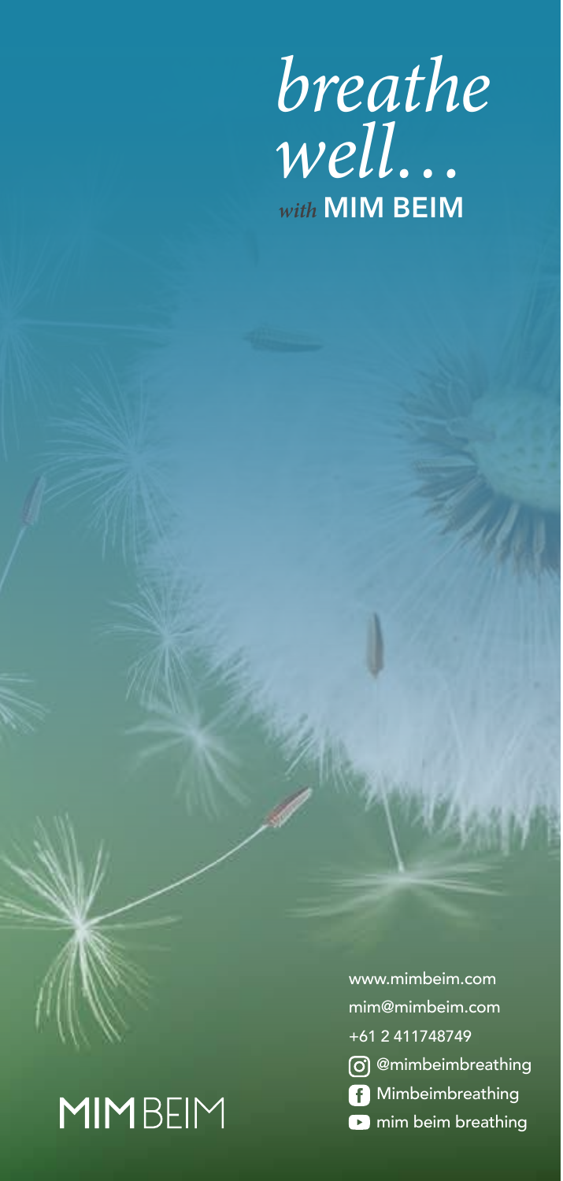# *breathe well...*

*with* **MIM BEIM**

www.mimbeim.com

mim@mimbeim.com

+61 2 411748749

@mimbeimbreathing

Mimbeimbreathing

mim beim breathing

MIMBEIM